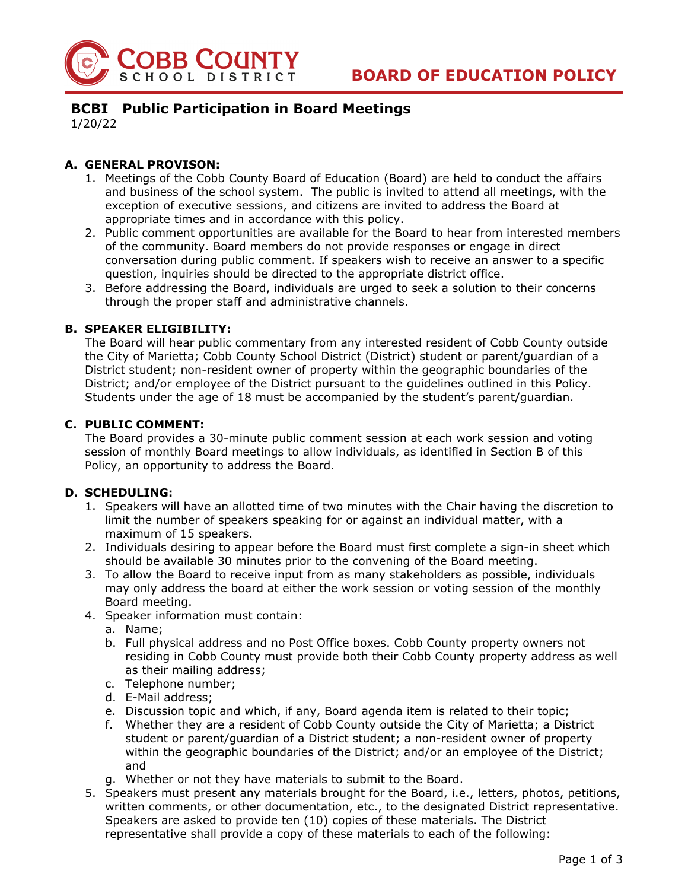# BCBI Public Participation in Board Meetings

1/20/22

## A. GENERAL PROVISON:

1. Meetings of the Cobb County Board of Education (Board) are held to conduct the affairs and business of the school system. The public is invited to attend all meetings, with the exception of executive sessions, and citizens are invited to address the Board at appropriate times and in accordance with this policy.
2. Public comment opportunities are available for the Board to hear from interested members of the community. Board members do not provide responses or engage in direct conversation during public comment. If speakers wish to receive an answer to a specific question, inquiries should be directed to the appropriate district office.
3. Before addressing the Board, individuals are urged to seek a solution to their concerns through the proper staff and administrative channels.

## B. SPEAKER ELIGIBILITY:

The Board will hear public commentary from any interested resident of Cobb County outside the City of Marietta; Cobb County School District (District) student or parent/guardian of a District student; non-resident owner of property within the geographic boundaries of the District; and/or employee of the District pursuant to the guidelines outlined in this Policy. Students under the age of 18 must be accompanied by the student's parent/guardian.

## C. PUBLIC COMMENT:

The Board provides a 30-minute public comment session at each work session and voting session of monthly Board meetings to allow individuals, as identified in Section B of this Policy, an opportunity to address the Board.

## D. SCHEDULING:

1. Speakers will have an allotted time of two minutes with the Chair having the discretion to limit the number of speakers speaking for or against an individual matter, with a maximum of 15 speakers.
2. Individuals desiring to appear before the Board must first complete a sign-in sheet which should be available 30 minutes prior to the convening of the Board meeting.
3. To allow the Board to receive input from as many stakeholders as possible, individuals may only address the board at either the work session or voting session of the monthly Board meeting.
4. Speaker information must contain:
   a. Name;
   b. Full physical address and no Post Office boxes. Cobb County property owners not residing in Cobb County must provide both their Cobb County property address as well as their mailing address;
   c. Telephone number;
   d. E-Mail address;
   e. Discussion topic and which, if any, Board agenda item is related to their topic;
   f. Whether they are a resident of Cobb County outside the City of Marietta; a District student or parent/guardian of a District student; a non-resident owner of property within the geographic boundaries of the District; and/or an employee of the District; and
   g. Whether or not they have materials to submit to the Board.
5. Speakers must present any materials brought for the Board, i.e., letters, photos, petitions, written comments, or other documentation, etc., to the designated District representative. Speakers are asked to provide ten (10) copies of these materials. The District representative shall provide a copy of these materials to each of the following: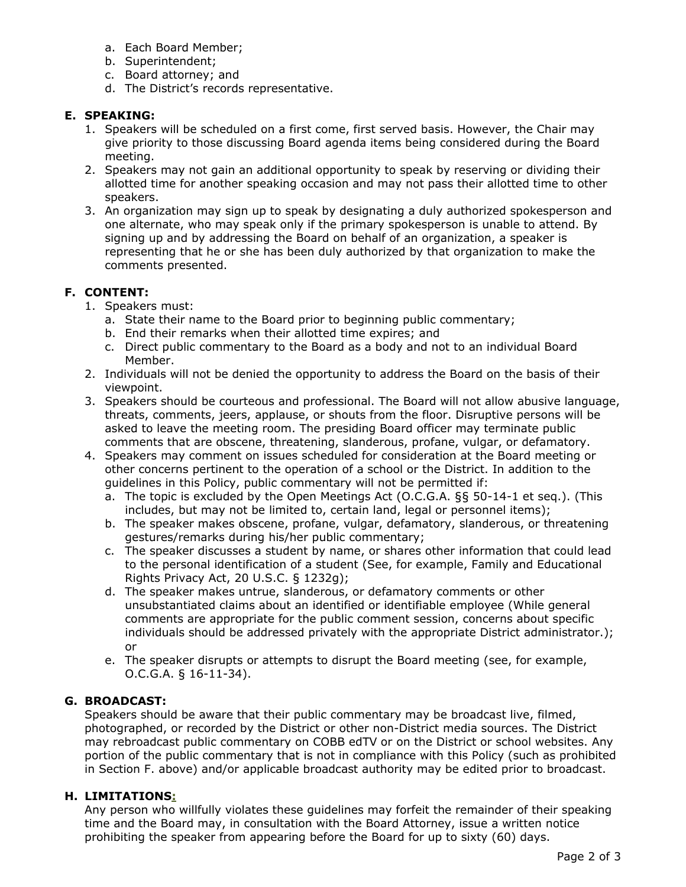a. Each Board Member;
b. Superintendent;
c. Board attorney; and
d. The District's records representative.

## E. SPEAKING:

1. Speakers will be scheduled on a first come, first served basis. However, the Chair may give priority to those discussing Board agenda items being considered during the Board meeting.
2. Speakers may not gain an additional opportunity to speak by reserving or dividing their allotted time for another speaking occasion and may not pass their allotted time to other speakers.
3. An organization may sign up to speak by designating a duly authorized spokesperson and one alternate, who may speak only if the primary spokesperson is unable to attend. By signing up and by addressing the Board on behalf of an organization, a speaker is representing that he or she has been duly authorized by that organization to make the comments presented.

## F. CONTENT:

1. Speakers must:
   a. State their name to the Board prior to beginning public commentary;
   b. End their remarks when their allotted time expires; and
   c. Direct public commentary to the Board as a body and not to an individual Board Member.
2. Individuals will not be denied the opportunity to address the Board on the basis of their viewpoint.
3. Speakers should be courteous and professional. The Board will not allow abusive language, threats, comments, jeers, applause, or shouts from the floor. Disruptive persons will be asked to leave the meeting room. The presiding Board officer may terminate public comments that are obscene, threatening, slanderous, profane, vulgar, or defamatory.
4. Speakers may comment on issues scheduled for consideration at the Board meeting or other concerns pertinent to the operation of a school or the District. In addition to the guidelines in this Policy, public commentary will not be permitted if:
   a. The topic is excluded by the Open Meetings Act (O.C.G.A. §§ 50-14-1 et seq.). (This includes, but may not be limited to, certain land, legal or personnel items);
   b. The speaker makes obscene, profane, vulgar, defamatory, slanderous, or threatening gestures/remarks during his/her public commentary;
   c. The speaker discusses a student by name, or shares other information that could lead to the personal identification of a student (See, for example, Family and Educational Rights Privacy Act, 20 U.S.C. § 1232g);
   d. The speaker makes untrue, slanderous, or defamatory comments or other unsubstantiated claims about an identified or identifiable employee (While general comments are appropriate for the public comment session, concerns about specific individuals should be addressed privately with the appropriate District administrator.); or
   e. The speaker disrupts or attempts to disrupt the Board meeting (see, for example, O.C.G.A. § 16-11-34).

## G. BROADCAST:

Speakers should be aware that their public commentary may be broadcast live, filmed, photographed, or recorded by the District or other non-District media sources. The District may rebroadcast public commentary on COBB edTV or on the District or school websites. Any portion of the public commentary that is not in compliance with this Policy (such as prohibited in Section F. above) and/or applicable broadcast authority may be edited prior to broadcast.

## H. LIMITATIONS:

Any person who willfully violates these guidelines may forfeit the remainder of their speaking time and the Board may, in consultation with the Board Attorney, issue a written notice prohibiting the speaker from appearing before the Board for up to sixty (60) days.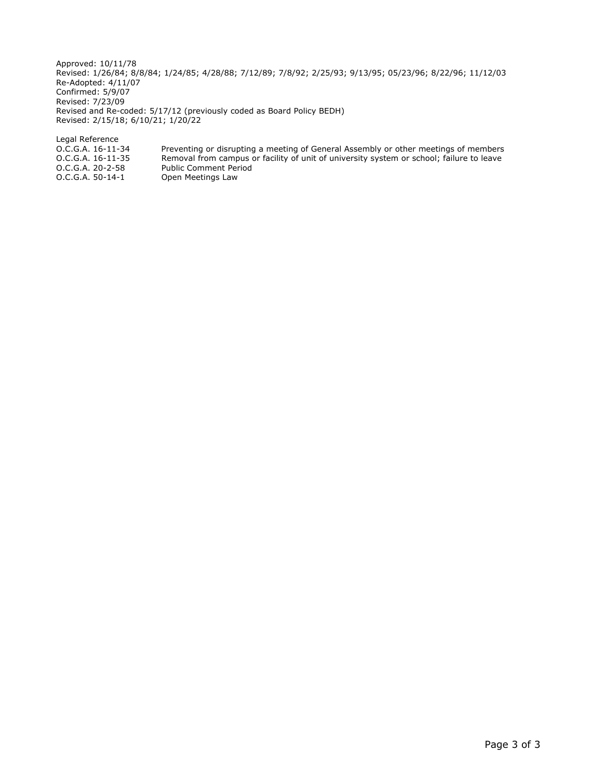Approved: 10/11/78
Revised: 1/26/84; 8/8/84; 1/24/85; 4/28/88; 7/12/89; 7/8/92; 2/25/93; 9/13/95; 05/23/96; 8/22/96; 11/12/03
Re-Adopted: 4/11/07
Confirmed: 5/9/07
Revised: 7/23/09
Revised and Re-coded: 5/17/12 (previously coded as Board Policy BEDH)
Revised: 2/15/18; 6/10/21; 1/20/22

Legal Reference

| | |
|---|---|
| O.C.G.A. 16-11-34 | Preventing or disrupting a meeting of General Assembly or other meetings of members |
| O.C.G.A. 16-11-35 | Removal from campus or facility of unit of university system or school; failure to leave |
| O.C.G.A. 20-2-58 | Public Comment Period |
| O.C.G.A. 50-14-1 | Open Meetings Law |